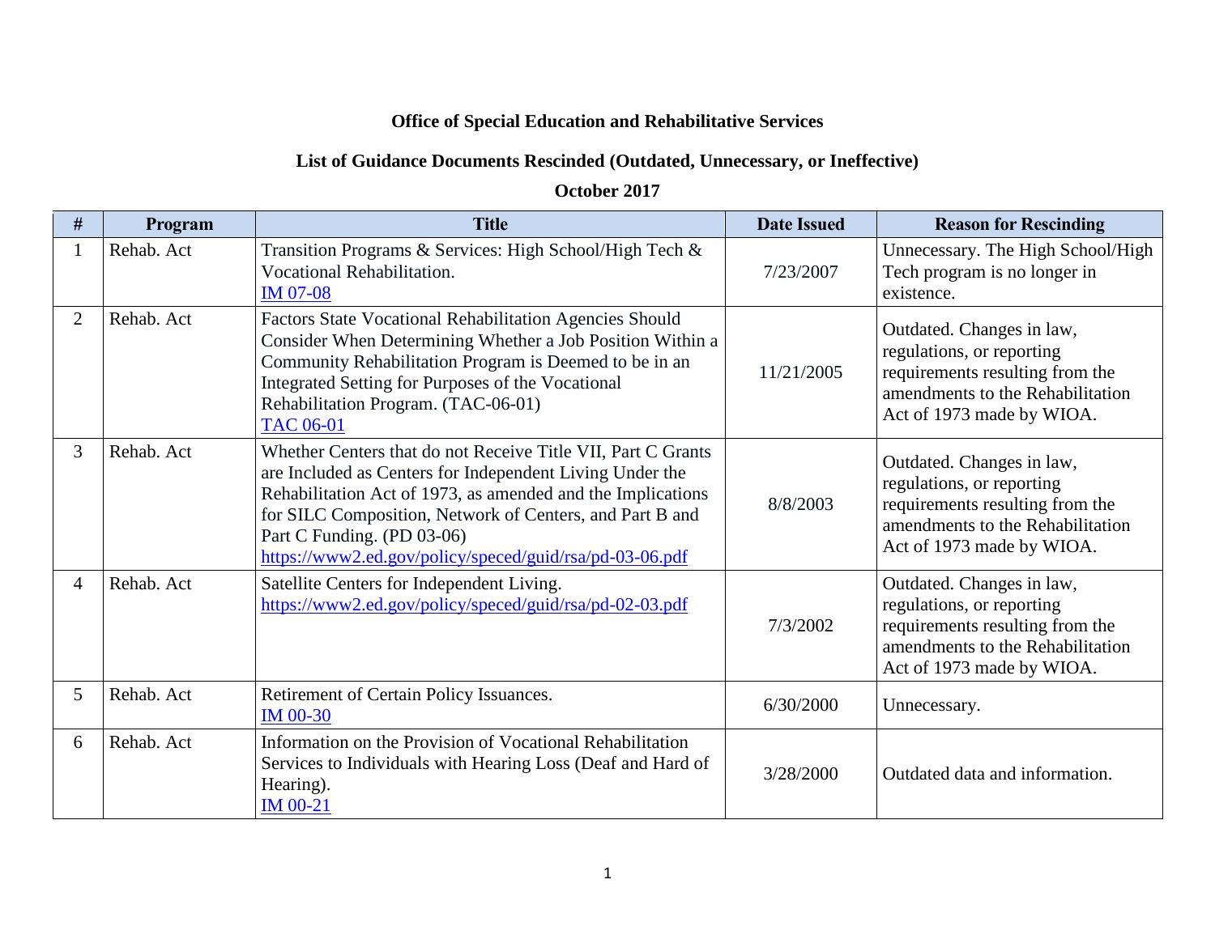# Office of Special Education and Rehabilitative Services

## List of Guidance Documents Rescinded (Outdated, Unnecessary, or Ineffective)

### October 2017

| # | Program | Title | Date Issued | Reason for Rescinding |
|---|---|---|---|---|
| 1 | Rehab. Act | Transition Programs & Services: High School/High Tech & Vocational Rehabilitation. IM 07-08 | 7/23/2007 | Unnecessary. The High School/High Tech program is no longer in existence. |
| 2 | Rehab. Act | Factors State Vocational Rehabilitation Agencies Should Consider When Determining Whether a Job Position Within a Community Rehabilitation Program is Deemed to be in an Integrated Setting for Purposes of the Vocational Rehabilitation Program. (TAC-06-01) TAC 06-01 | 11/21/2005 | Outdated. Changes in law, regulations, or reporting requirements resulting from the amendments to the Rehabilitation Act of 1973 made by WIOA. |
| 3 | Rehab. Act | Whether Centers that do not Receive Title VII, Part C Grants are Included as Centers for Independent Living Under the Rehabilitation Act of 1973, as amended and the Implications for SILC Composition, Network of Centers, and Part B and Part C Funding. (PD 03-06) https://www2.ed.gov/policy/speced/guid/rsa/pd-03-06.pdf | 8/8/2003 | Outdated. Changes in law, regulations, or reporting requirements resulting from the amendments to the Rehabilitation Act of 1973 made by WIOA. |
| 4 | Rehab. Act | Satellite Centers for Independent Living. https://www2.ed.gov/policy/speced/guid/rsa/pd-02-03.pdf | 7/3/2002 | Outdated. Changes in law, regulations, or reporting requirements resulting from the amendments to the Rehabilitation Act of 1973 made by WIOA. |
| 5 | Rehab. Act | Retirement of Certain Policy Issuances. IM 00-30 | 6/30/2000 | Unnecessary. |
| 6 | Rehab. Act | Information on the Provision of Vocational Rehabilitation Services to Individuals with Hearing Loss (Deaf and Hard of Hearing). IM 00-21 | 3/28/2000 | Outdated data and information. |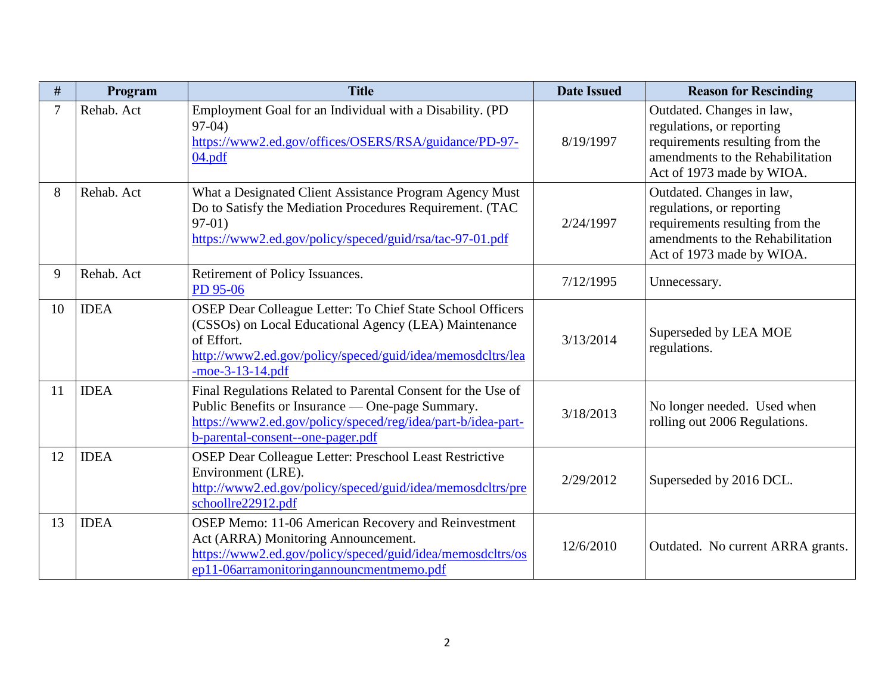| # | Program | Title | Date Issued | Reason for Rescinding |
|---|---|---|---|---|
| 7 | Rehab. Act | Employment Goal for an Individual with a Disability. (PD 97-04) https://www2.ed.gov/offices/OSERS/RSA/guidance/PD-97-04.pdf | 8/19/1997 | Outdated. Changes in law, regulations, or reporting requirements resulting from the amendments to the Rehabilitation Act of 1973 made by WIOA. |
| 8 | Rehab. Act | What a Designated Client Assistance Program Agency Must Do to Satisfy the Mediation Procedures Requirement. (TAC 97-01) https://www2.ed.gov/policy/speced/guid/rsa/tac-97-01.pdf | 2/24/1997 | Outdated. Changes in law, regulations, or reporting requirements resulting from the amendments to the Rehabilitation Act of 1973 made by WIOA. |
| 9 | Rehab. Act | Retirement of Policy Issuances. PD 95-06 | 7/12/1995 | Unnecessary. |
| 10 | IDEA | OSEP Dear Colleague Letter: To Chief State School Officers (CSSOs) on Local Educational Agency (LEA) Maintenance of Effort. http://www2.ed.gov/policy/speced/guid/idea/memosdcltrs/lea-moe-3-13-14.pdf | 3/13/2014 | Superseded by LEA MOE regulations. |
| 11 | IDEA | Final Regulations Related to Parental Consent for the Use of Public Benefits or Insurance — One-page Summary. https://www2.ed.gov/policy/speced/reg/idea/part-b/idea-part-b-parental-consent--one-pager.pdf | 3/18/2013 | No longer needed. Used when rolling out 2006 Regulations. |
| 12 | IDEA | OSEP Dear Colleague Letter: Preschool Least Restrictive Environment (LRE). http://www2.ed.gov/policy/speced/guid/idea/memosdcltrs/preschoollre22912.pdf | 2/29/2012 | Superseded by 2016 DCL. |
| 13 | IDEA | OSEP Memo: 11-06 American Recovery and Reinvestment Act (ARRA) Monitoring Announcement. https://www2.ed.gov/policy/speced/guid/idea/memosdcltrs/osep11-06arramonitoringannouncmentmemo.pdf | 12/6/2010 | Outdated. No current ARRA grants. |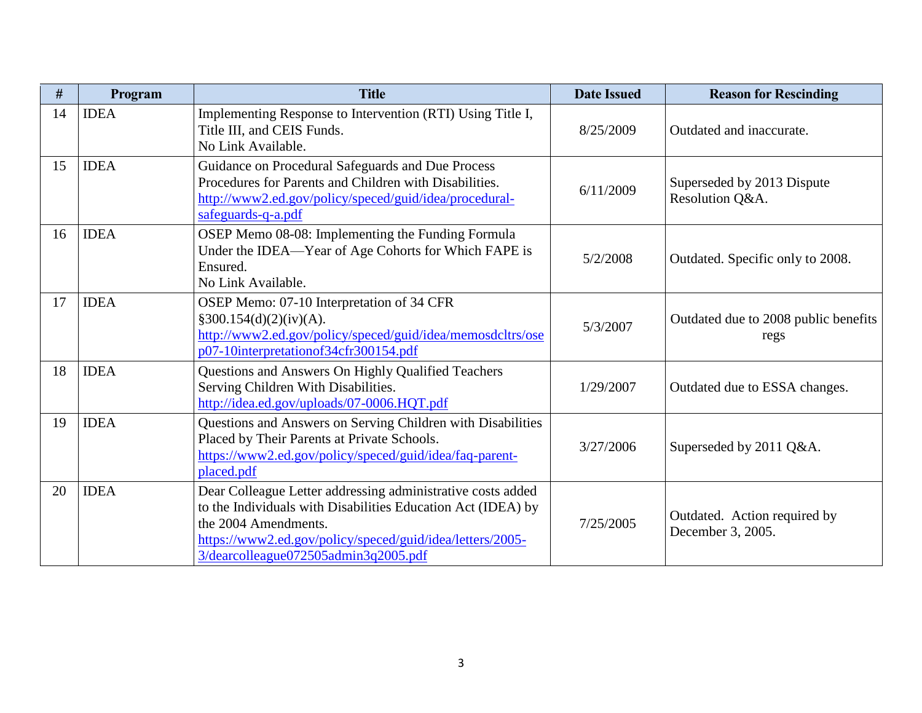| # | Program | Title | Date Issued | Reason for Rescinding |
|---|---|---|---|---|
| 14 | IDEA | Implementing Response to Intervention (RTI) Using Title I, Title III, and CEIS Funds. No Link Available. | 8/25/2009 | Outdated and inaccurate. |
| 15 | IDEA | Guidance on Procedural Safeguards and Due Process Procedures for Parents and Children with Disabilities. [http://www2.ed.gov/policy/speced/guid/idea/procedural-safeguards-q-a.pdf](http://www2.ed.gov/policy/speced/guid/idea/procedural-safeguards-q-a.pdf) | 6/11/2009 | Superseded by 2013 Dispute Resolution Q&A. |
| 16 | IDEA | OSEP Memo 08-08: Implementing the Funding Formula Under the IDEA—Year of Age Cohorts for Which FAPE is Ensured. No Link Available. | 5/2/2008 | Outdated. Specific only to 2008. |
| 17 | IDEA | OSEP Memo: 07-10 Interpretation of 34 CFR §300.154(d)(2)(iv)(A). [http://www2.ed.gov/policy/speced/guid/idea/memosdcltrs/osep07-10interpretationof34cfr300154.pdf](http://www2.ed.gov/policy/speced/guid/idea/memosdcltrs/osep07-10interpretationof34cfr300154.pdf) | 5/3/2007 | Outdated due to 2008 public benefits regs |
| 18 | IDEA | Questions and Answers On Highly Qualified Teachers Serving Children With Disabilities. [http://idea.ed.gov/uploads/07-0006.HQT.pdf](http://idea.ed.gov/uploads/07-0006.HQT.pdf) | 1/29/2007 | Outdated due to ESSA changes. |
| 19 | IDEA | Questions and Answers on Serving Children with Disabilities Placed by Their Parents at Private Schools. [https://www2.ed.gov/policy/speced/guid/idea/faq-parent-placed.pdf](https://www2.ed.gov/policy/speced/guid/idea/faq-parent-placed.pdf) | 3/27/2006 | Superseded by 2011 Q&A. |
| 20 | IDEA | Dear Colleague Letter addressing administrative costs added to the Individuals with Disabilities Education Act (IDEA) by the 2004 Amendments. [https://www2.ed.gov/policy/speced/guid/idea/letters/2005-3/dearcolleague072505admin3q2005.pdf](https://www2.ed.gov/policy/speced/guid/idea/letters/2005-3/dearcolleague072505admin3q2005.pdf) | 7/25/2005 | Outdated. Action required by December 3, 2005. |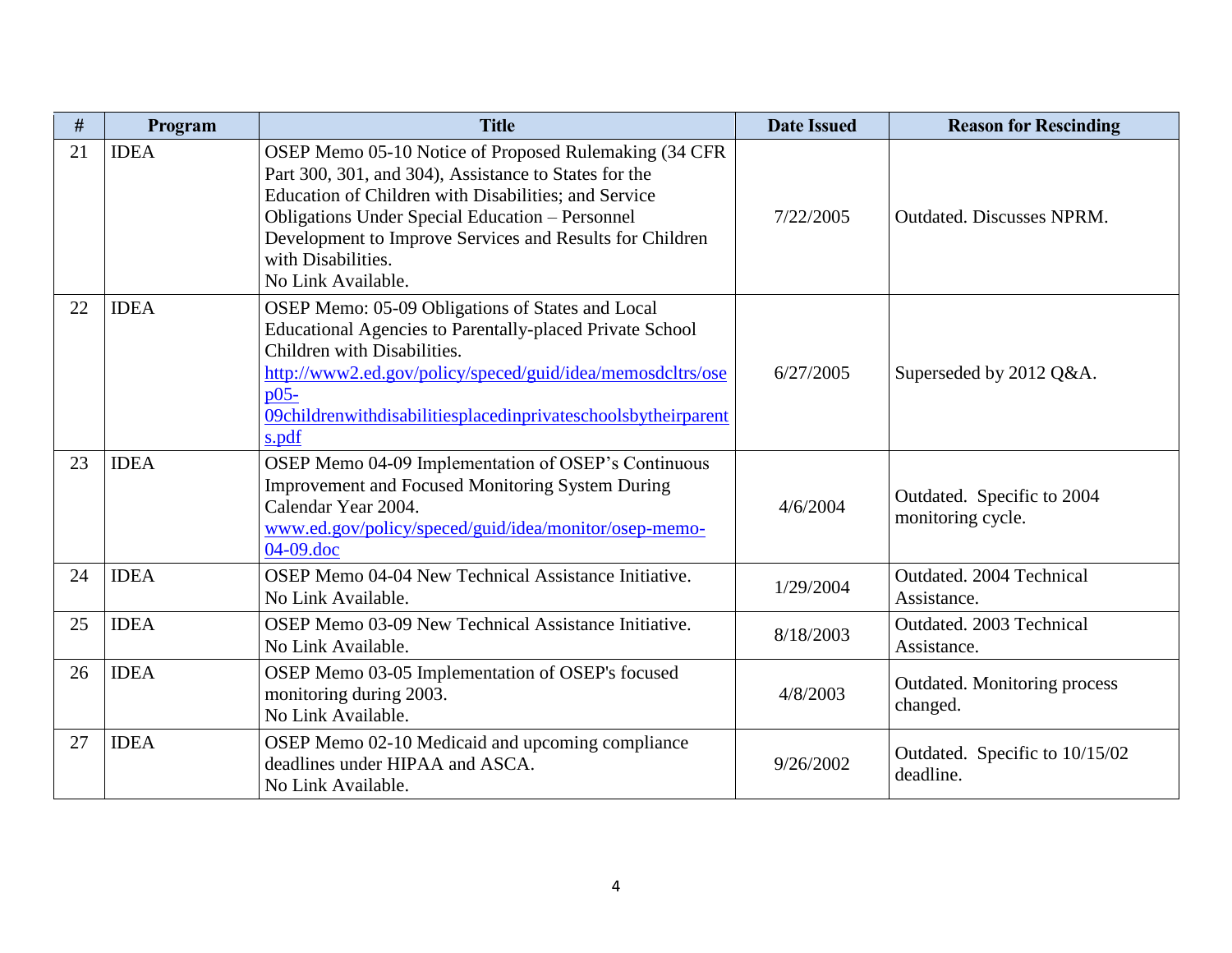| # | Program | Title | Date Issued | Reason for Rescinding |
|---|---|---|---|---|
| 21 | IDEA | OSEP Memo 05-10 Notice of Proposed Rulemaking (34 CFR Part 300, 301, and 304), Assistance to States for the Education of Children with Disabilities; and Service Obligations Under Special Education – Personnel Development to Improve Services and Results for Children with Disabilities.<br>No Link Available. | 7/22/2005 | Outdated. Discusses NPRM. |
| 22 | IDEA | OSEP Memo: 05-09 Obligations of States and Local Educational Agencies to Parentally-placed Private School Children with Disabilities.<br>http://www2.ed.gov/policy/speced/guid/idea/memosdcltrs/osep05-09childrenwithdisabilitiesplacedinprivateschoolsbytheirparents.pdf | 6/27/2005 | Superseded by 2012 Q&A. |
| 23 | IDEA | OSEP Memo 04-09 Implementation of OSEP's Continuous Improvement and Focused Monitoring System During Calendar Year 2004.<br>www.ed.gov/policy/speced/guid/idea/monitor/osep-memo-04-09.doc | 4/6/2004 | Outdated. Specific to 2004 monitoring cycle. |
| 24 | IDEA | OSEP Memo 04-04 New Technical Assistance Initiative.<br>No Link Available. | 1/29/2004 | Outdated. 2004 Technical Assistance. |
| 25 | IDEA | OSEP Memo 03-09 New Technical Assistance Initiative.<br>No Link Available. | 8/18/2003 | Outdated. 2003 Technical Assistance. |
| 26 | IDEA | OSEP Memo 03-05 Implementation of OSEP's focused monitoring during 2003.<br>No Link Available. | 4/8/2003 | Outdated. Monitoring process changed. |
| 27 | IDEA | OSEP Memo 02-10 Medicaid and upcoming compliance deadlines under HIPAA and ASCA.<br>No Link Available. | 9/26/2002 | Outdated. Specific to 10/15/02 deadline. |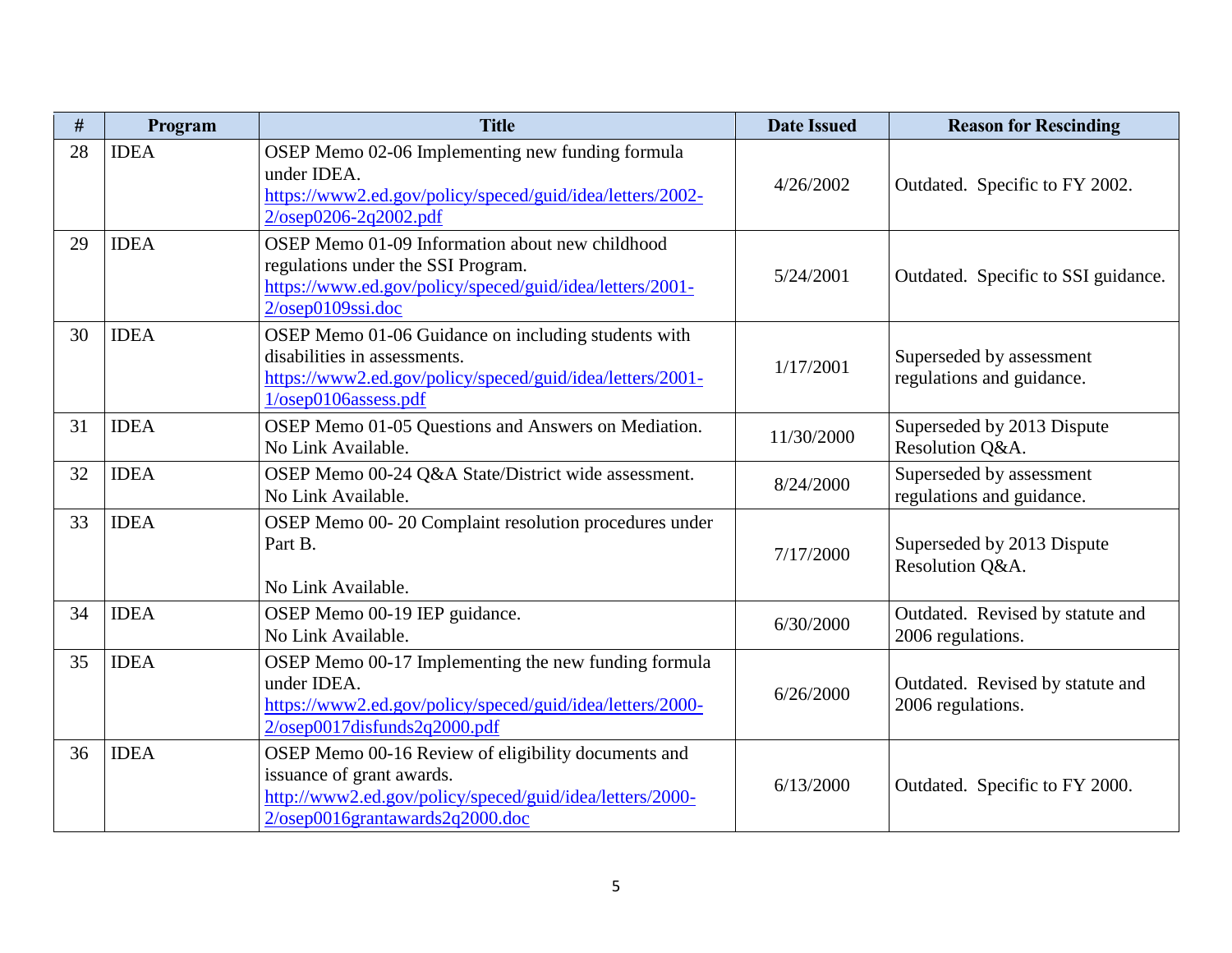| # | Program | Title | Date Issued | Reason for Rescinding |
|---|---|---|---|---|
| 28 | IDEA | OSEP Memo 02-06 Implementing new funding formula under IDEA. https://www2.ed.gov/policy/speced/guid/idea/letters/2002-2/osep0206-2q2002.pdf | 4/26/2002 | Outdated. Specific to FY 2002. |
| 29 | IDEA | OSEP Memo 01-09 Information about new childhood regulations under the SSI Program. https://www.ed.gov/policy/speced/guid/idea/letters/2001-2/osep0109ssi.doc | 5/24/2001 | Outdated. Specific to SSI guidance. |
| 30 | IDEA | OSEP Memo 01-06 Guidance on including students with disabilities in assessments. https://www2.ed.gov/policy/speced/guid/idea/letters/2001-1/osep0106assess.pdf | 1/17/2001 | Superseded by assessment regulations and guidance. |
| 31 | IDEA | OSEP Memo 01-05 Questions and Answers on Mediation. No Link Available. | 11/30/2000 | Superseded by 2013 Dispute Resolution Q&A. |
| 32 | IDEA | OSEP Memo 00-24 Q&A State/District wide assessment. No Link Available. | 8/24/2000 | Superseded by assessment regulations and guidance. |
| 33 | IDEA | OSEP Memo 00- 20 Complaint resolution procedures under Part B. No Link Available. | 7/17/2000 | Superseded by 2013 Dispute Resolution Q&A. |
| 34 | IDEA | OSEP Memo 00-19 IEP guidance. No Link Available. | 6/30/2000 | Outdated. Revised by statute and 2006 regulations. |
| 35 | IDEA | OSEP Memo 00-17 Implementing the new funding formula under IDEA. https://www2.ed.gov/policy/speced/guid/idea/letters/2000-2/osep0017disfunds2q2000.pdf | 6/26/2000 | Outdated. Revised by statute and 2006 regulations. |
| 36 | IDEA | OSEP Memo 00-16 Review of eligibility documents and issuance of grant awards. http://www2.ed.gov/policy/speced/guid/idea/letters/2000-2/osep0016grantawards2q2000.doc | 6/13/2000 | Outdated. Specific to FY 2000. |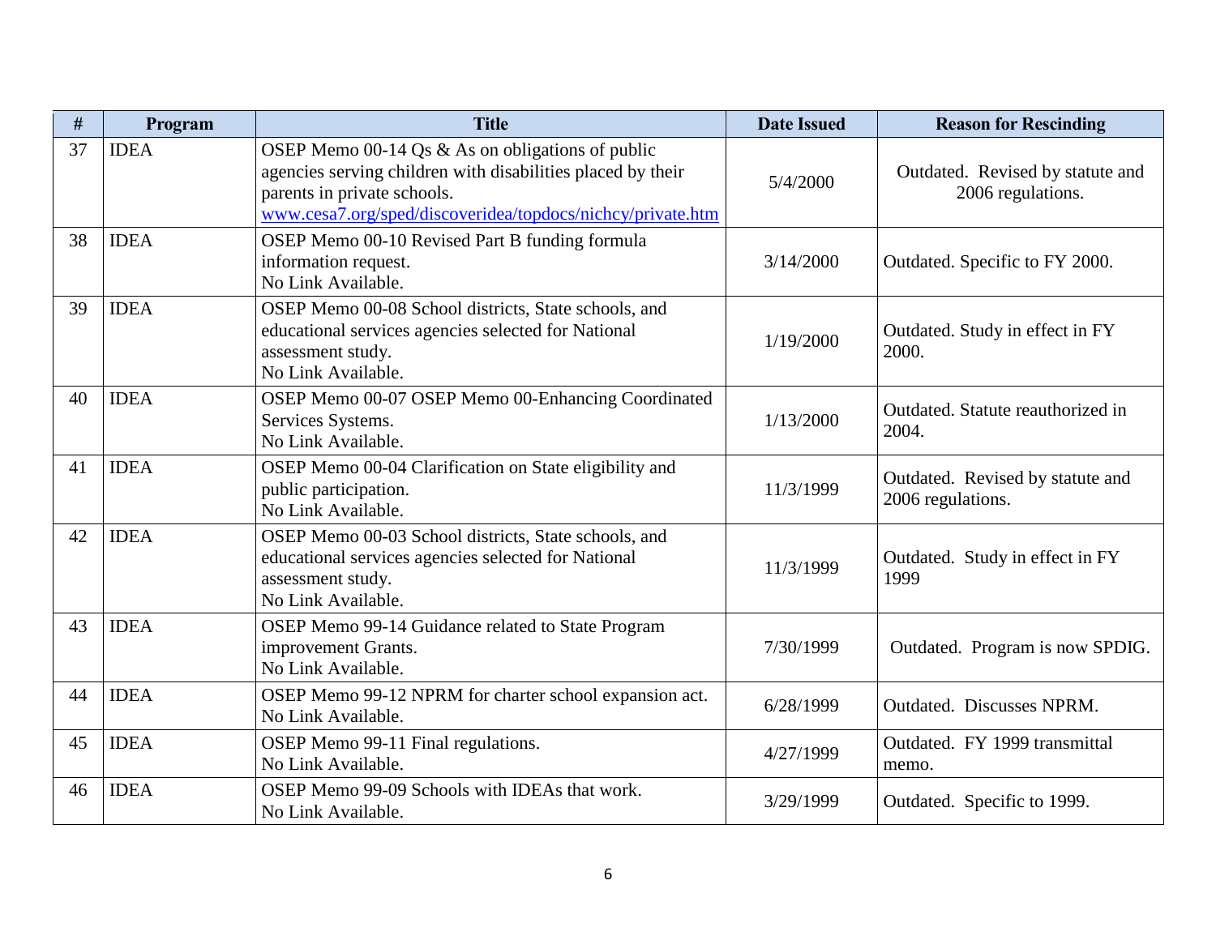| # | Program | Title | Date Issued | Reason for Rescinding |
|---|---|---|---|---|
| 37 | IDEA | OSEP Memo 00-14 Qs & As on obligations of public agencies serving children with disabilities placed by their parents in private schools. www.cesa7.org/sped/discoveridea/topdocs/nichcy/private.htm | 5/4/2000 | Outdated. Revised by statute and 2006 regulations. |
| 38 | IDEA | OSEP Memo 00-10 Revised Part B funding formula information request. No Link Available. | 3/14/2000 | Outdated. Specific to FY 2000. |
| 39 | IDEA | OSEP Memo 00-08 School districts, State schools, and educational services agencies selected for National assessment study. No Link Available. | 1/19/2000 | Outdated. Study in effect in FY 2000. |
| 40 | IDEA | OSEP Memo 00-07 OSEP Memo 00-Enhancing Coordinated Services Systems. No Link Available. | 1/13/2000 | Outdated. Statute reauthorized in 2004. |
| 41 | IDEA | OSEP Memo 00-04 Clarification on State eligibility and public participation. No Link Available. | 11/3/1999 | Outdated. Revised by statute and 2006 regulations. |
| 42 | IDEA | OSEP Memo 00-03 School districts, State schools, and educational services agencies selected for National assessment study. No Link Available. | 11/3/1999 | Outdated. Study in effect in FY 1999 |
| 43 | IDEA | OSEP Memo 99-14 Guidance related to State Program improvement Grants. No Link Available. | 7/30/1999 | Outdated. Program is now SPDIG. |
| 44 | IDEA | OSEP Memo 99-12 NPRM for charter school expansion act. No Link Available. | 6/28/1999 | Outdated. Discusses NPRM. |
| 45 | IDEA | OSEP Memo 99-11 Final regulations. No Link Available. | 4/27/1999 | Outdated. FY 1999 transmittal memo. |
| 46 | IDEA | OSEP Memo 99-09 Schools with IDEAs that work. No Link Available. | 3/29/1999 | Outdated. Specific to 1999. |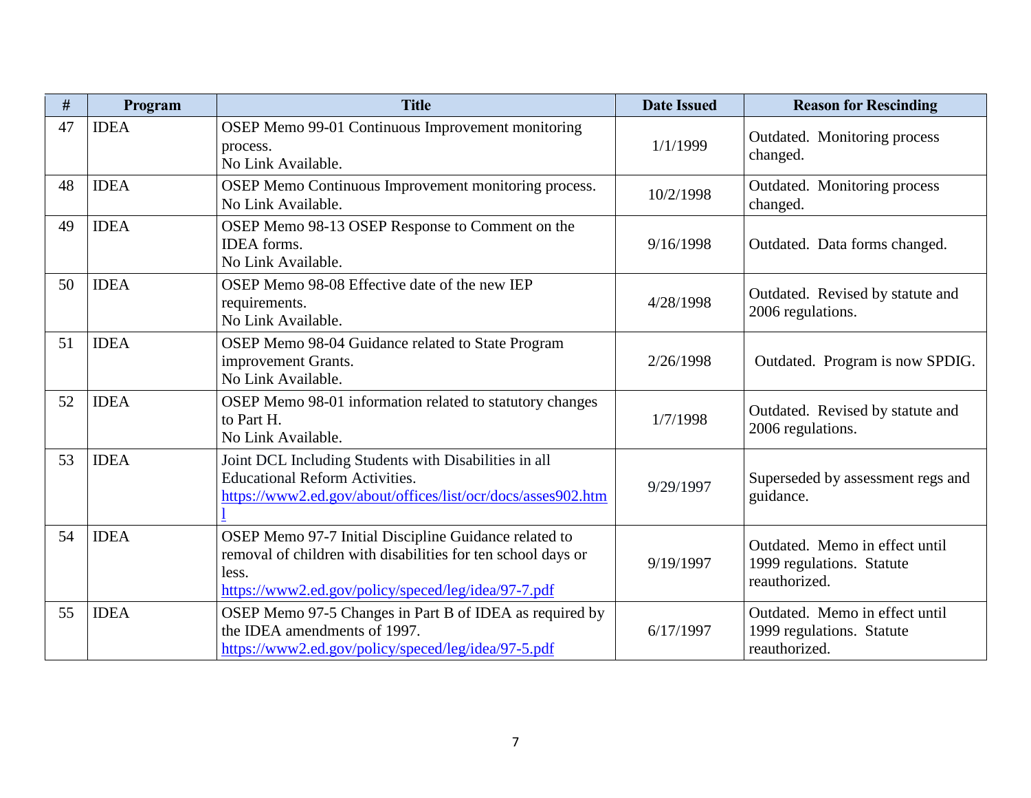| # | Program | Title | Date Issued | Reason for Rescinding |
|---|---|---|---|---|
| 47 | IDEA | OSEP Memo 99-01 Continuous Improvement monitoring process.<br>No Link Available. | 1/1/1999 | Outdated. Monitoring process changed. |
| 48 | IDEA | OSEP Memo Continuous Improvement monitoring process.<br>No Link Available. | 10/2/1998 | Outdated. Monitoring process changed. |
| 49 | IDEA | OSEP Memo 98-13 OSEP Response to Comment on the IDEA forms.<br>No Link Available. | 9/16/1998 | Outdated. Data forms changed. |
| 50 | IDEA | OSEP Memo 98-08 Effective date of the new IEP requirements.<br>No Link Available. | 4/28/1998 | Outdated. Revised by statute and 2006 regulations. |
| 51 | IDEA | OSEP Memo 98-04 Guidance related to State Program improvement Grants.<br>No Link Available. | 2/26/1998 | Outdated. Program is now SPDIG. |
| 52 | IDEA | OSEP Memo 98-01 information related to statutory changes to Part H.<br>No Link Available. | 1/7/1998 | Outdated. Revised by statute and 2006 regulations. |
| 53 | IDEA | Joint DCL Including Students with Disabilities in all Educational Reform Activities.<br>https://www2.ed.gov/about/offices/list/ocr/docs/asses902.html | 9/29/1997 | Superseded by assessment regs and guidance. |
| 54 | IDEA | OSEP Memo 97-7 Initial Discipline Guidance related to removal of children with disabilities for ten school days or less.<br>https://www2.ed.gov/policy/speced/leg/idea/97-7.pdf | 9/19/1997 | Outdated. Memo in effect until 1999 regulations. Statute reauthorized. |
| 55 | IDEA | OSEP Memo 97-5 Changes in Part B of IDEA as required by the IDEA amendments of 1997.<br>https://www2.ed.gov/policy/speced/leg/idea/97-5.pdf | 6/17/1997 | Outdated. Memo in effect until 1999 regulations. Statute reauthorized. |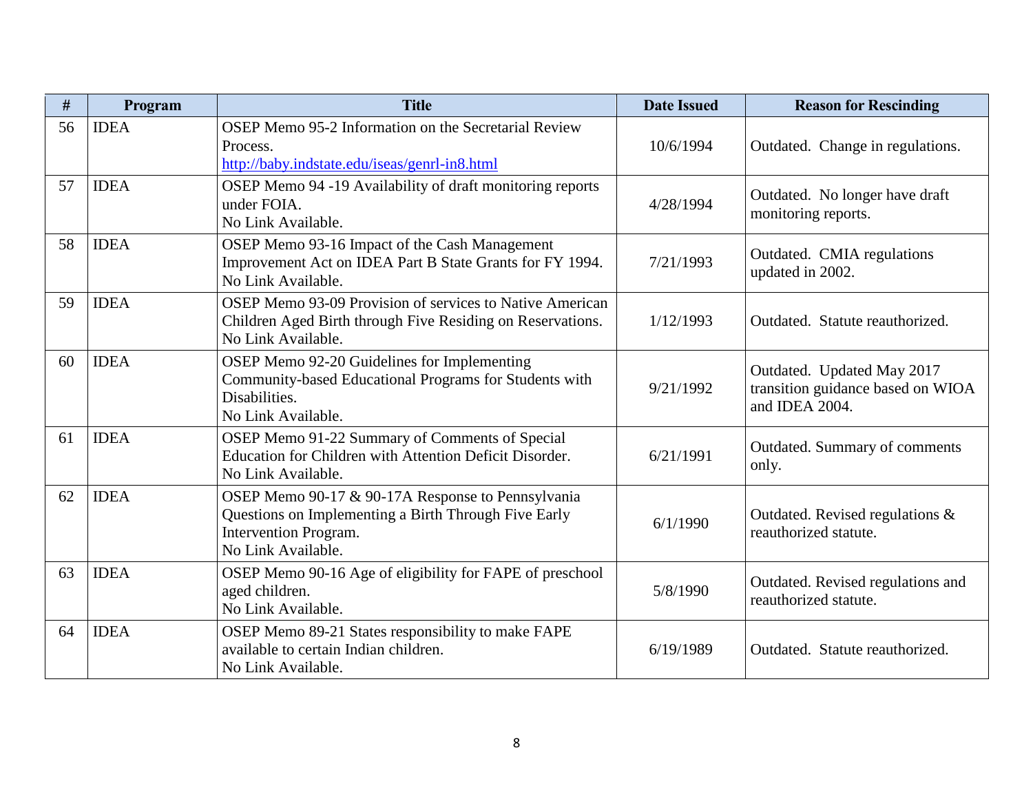| # | Program | Title | Date Issued | Reason for Rescinding |
|---|---|---|---|---|
| 56 | IDEA | OSEP Memo 95-2 Information on the Secretarial Review Process. [http://baby.indstate.edu/iseas/genrl-in8.html](http://baby.indstate.edu/iseas/genrl-in8.html) | 10/6/1994 | Outdated. Change in regulations. |
| 57 | IDEA | OSEP Memo 94 -19 Availability of draft monitoring reports under FOIA. No Link Available. | 4/28/1994 | Outdated. No longer have draft monitoring reports. |
| 58 | IDEA | OSEP Memo 93-16 Impact of the Cash Management Improvement Act on IDEA Part B State Grants for FY 1994. No Link Available. | 7/21/1993 | Outdated. CMIA regulations updated in 2002. |
| 59 | IDEA | OSEP Memo 93-09 Provision of services to Native American Children Aged Birth through Five Residing on Reservations. No Link Available. | 1/12/1993 | Outdated. Statute reauthorized. |
| 60 | IDEA | OSEP Memo 92-20 Guidelines for Implementing Community-based Educational Programs for Students with Disabilities. No Link Available. | 9/21/1992 | Outdated. Updated May 2017 transition guidance based on WIOA and IDEA 2004. |
| 61 | IDEA | OSEP Memo 91-22 Summary of Comments of Special Education for Children with Attention Deficit Disorder. No Link Available. | 6/21/1991 | Outdated. Summary of comments only. |
| 62 | IDEA | OSEP Memo 90-17 & 90-17A Response to Pennsylvania Questions on Implementing a Birth Through Five Early Intervention Program. No Link Available. | 6/1/1990 | Outdated. Revised regulations & reauthorized statute. |
| 63 | IDEA | OSEP Memo 90-16 Age of eligibility for FAPE of preschool aged children. No Link Available. | 5/8/1990 | Outdated. Revised regulations and reauthorized statute. |
| 64 | IDEA | OSEP Memo 89-21 States responsibility to make FAPE available to certain Indian children. No Link Available. | 6/19/1989 | Outdated. Statute reauthorized. |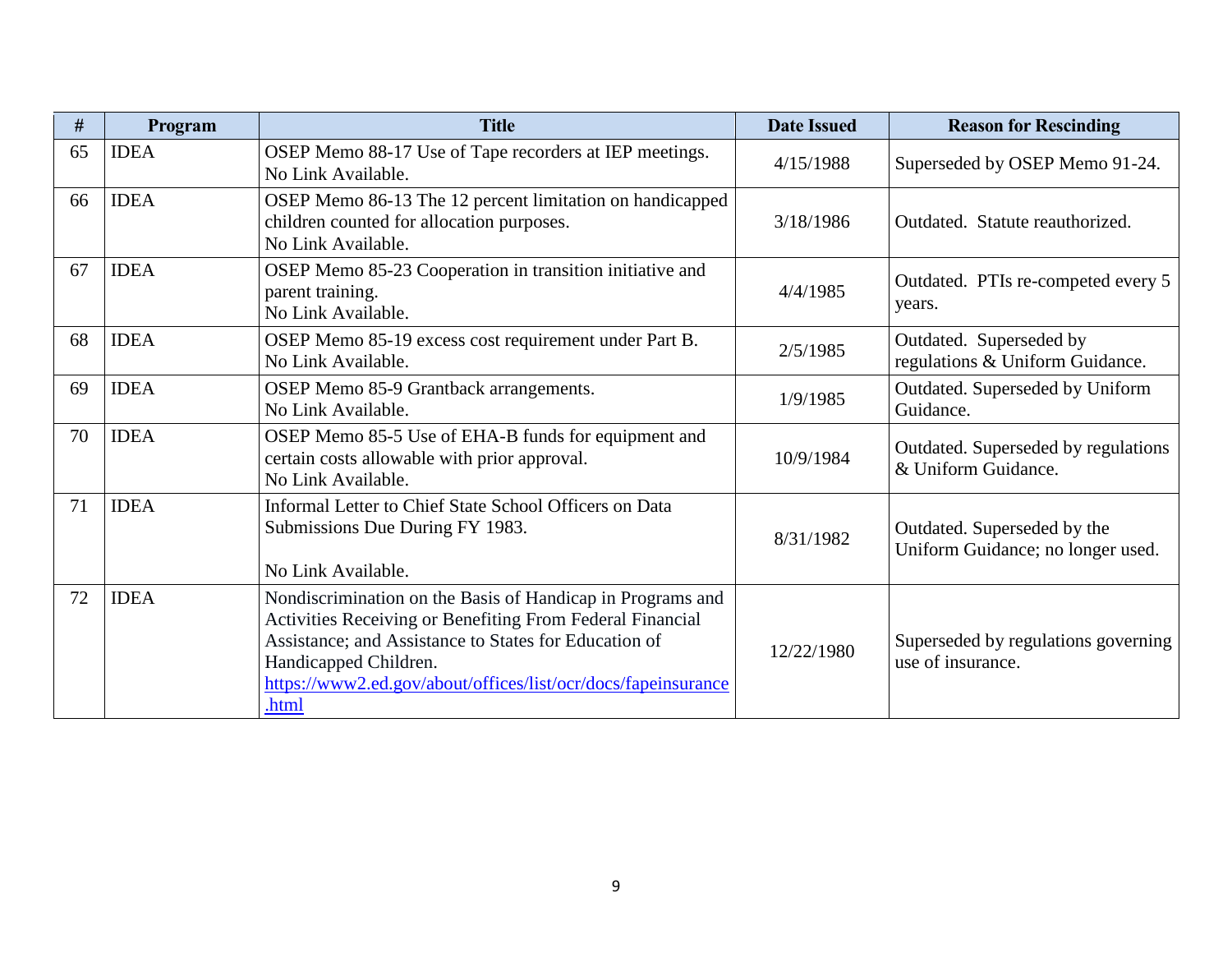| # | Program | Title | Date Issued | Reason for Rescinding |
|---|---|---|---|---|
| 65 | IDEA | OSEP Memo 88-17 Use of Tape recorders at IEP meetings. No Link Available. | 4/15/1988 | Superseded by OSEP Memo 91-24. |
| 66 | IDEA | OSEP Memo 86-13 The 12 percent limitation on handicapped children counted for allocation purposes. No Link Available. | 3/18/1986 | Outdated. Statute reauthorized. |
| 67 | IDEA | OSEP Memo 85-23 Cooperation in transition initiative and parent training. No Link Available. | 4/4/1985 | Outdated. PTIs re-competed every 5 years. |
| 68 | IDEA | OSEP Memo 85-19 excess cost requirement under Part B. No Link Available. | 2/5/1985 | Outdated. Superseded by regulations & Uniform Guidance. |
| 69 | IDEA | OSEP Memo 85-9 Grantback arrangements. No Link Available. | 1/9/1985 | Outdated. Superseded by Uniform Guidance. |
| 70 | IDEA | OSEP Memo 85-5 Use of EHA-B funds for equipment and certain costs allowable with prior approval. No Link Available. | 10/9/1984 | Outdated. Superseded by regulations & Uniform Guidance. |
| 71 | IDEA | Informal Letter to Chief State School Officers on Data Submissions Due During FY 1983. No Link Available. | 8/31/1982 | Outdated. Superseded by the Uniform Guidance; no longer used. |
| 72 | IDEA | Nondiscrimination on the Basis of Handicap in Programs and Activities Receiving or Benefiting From Federal Financial Assistance; and Assistance to States for Education of Handicapped Children. https://www2.ed.gov/about/offices/list/ocr/docs/fapeinsurance.html | 12/22/1980 | Superseded by regulations governing use of insurance. |